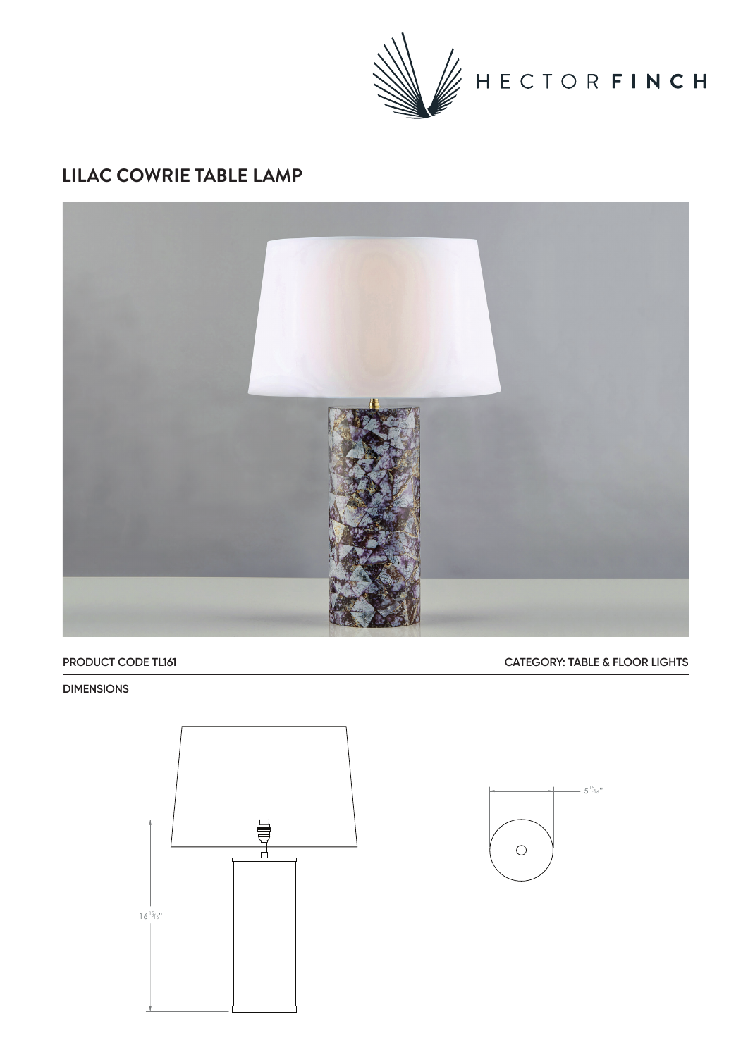HECTOR FINCH

# LILAC COWRIE TABLE LAMP

PRODUCT CODE TL161

CATEGORY: TABLE & FLOOR LIGHTS

DIMENSIONS

16 15/16"

5 15/16"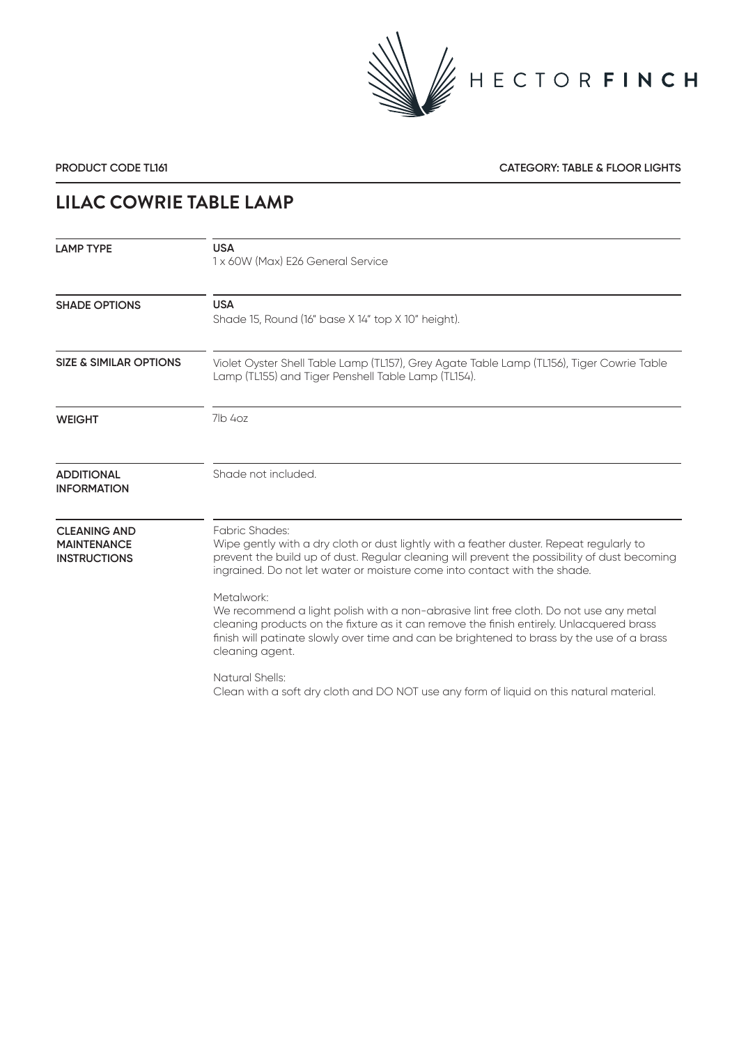HECTOR FINCH

**PRODUCT CODE TL161** **CATEGORY: TABLE & FLOOR LIGHTS**

# LILAC COWRIE TABLE LAMP

| | |
|---|---|
| **LAMP TYPE** | **USA**<br>1 x 60W (Max) E26 General Service |
| **SHADE OPTIONS** | **USA**<br>Shade 15, Round (16" base X 14" top X 10" height). |
| **SIZE & SIMILAR OPTIONS** | Violet Oyster Shell Table Lamp (TL157), Grey Agate Table Lamp (TL156), Tiger Cowrie Table Lamp (TL155) and Tiger Penshell Table Lamp (TL154). |
| **WEIGHT** | 7lb 4oz |
| **ADDITIONAL INFORMATION** | Shade not included. |
| **CLEANING AND MAINTENANCE INSTRUCTIONS** | Fabric Shades:<br>Wipe gently with a dry cloth or dust lightly with a feather duster. Repeat regularly to prevent the build up of dust. Regular cleaning will prevent the possibility of dust becoming ingrained. Do not let water or moisture come into contact with the shade.<br><br>Metalwork:<br>We recommend a light polish with a non-abrasive lint free cloth. Do not use any metal cleaning products on the fixture as it can remove the finish entirely. Unlacquered brass finish will patinate slowly over time and can be brightened to brass by the use of a brass cleaning agent.<br><br>Natural Shells:<br>Clean with a soft dry cloth and DO NOT use any form of liquid on this natural material. |